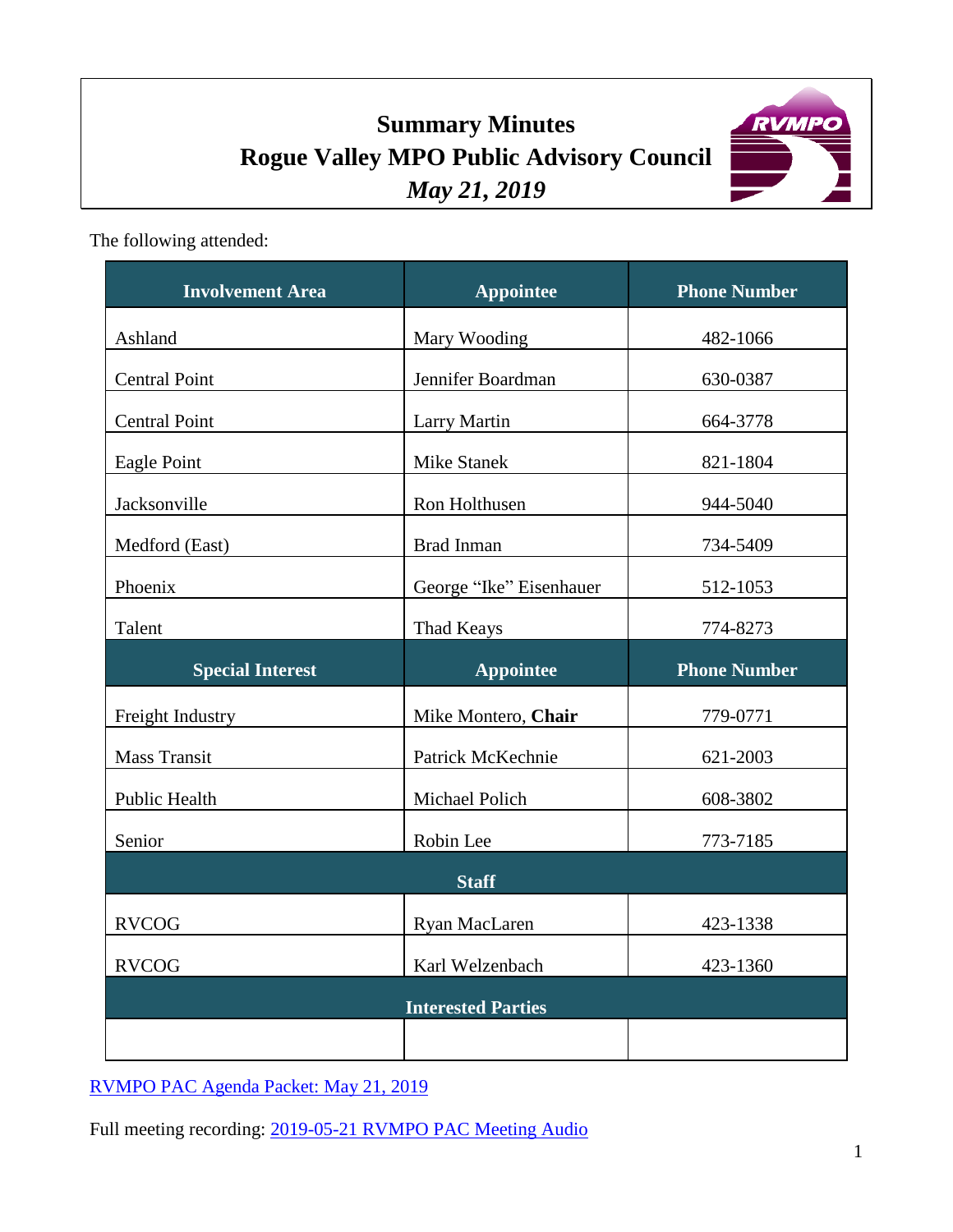# Summary Minutes
# Rogue Valley MPO Public Advisory Council
## *May 21, 2019*

The following attended:

| Involvement Area | Appointee | Phone Number |
|---|---|---|
| Ashland | Mary Wooding | 482-1066 |
| Central Point | Jennifer Boardman | 630-0387 |
| Central Point | Larry Martin | 664-3778 |
| Eagle Point | Mike Stanek | 821-1804 |
| Jacksonville | Ron Holthusen | 944-5040 |
| Medford (East) | Brad Inman | 734-5409 |
| Phoenix | George "Ike" Eisenhauer | 512-1053 |
| Talent | Thad Keays | 774-8273 |
| **Special Interest** | **Appointee** | **Phone Number** |
| Freight Industry | Mike Montero, **Chair** | 779-0771 |
| Mass Transit | Patrick McKechnie | 621-2003 |
| Public Health | Michael Polich | 608-3802 |
| Senior | Robin Lee | 773-7185 |
| **Staff** | | |
| RVCOG | Ryan MacLaren | 423-1338 |
| RVCOG | Karl Welzenbach | 423-1360 |
| **Interested Parties** | | |
| | | |

[RVMPO PAC Agenda Packet: May 21, 2019]

Full meeting recording: [2019-05-21 RVMPO PAC Meeting Audio]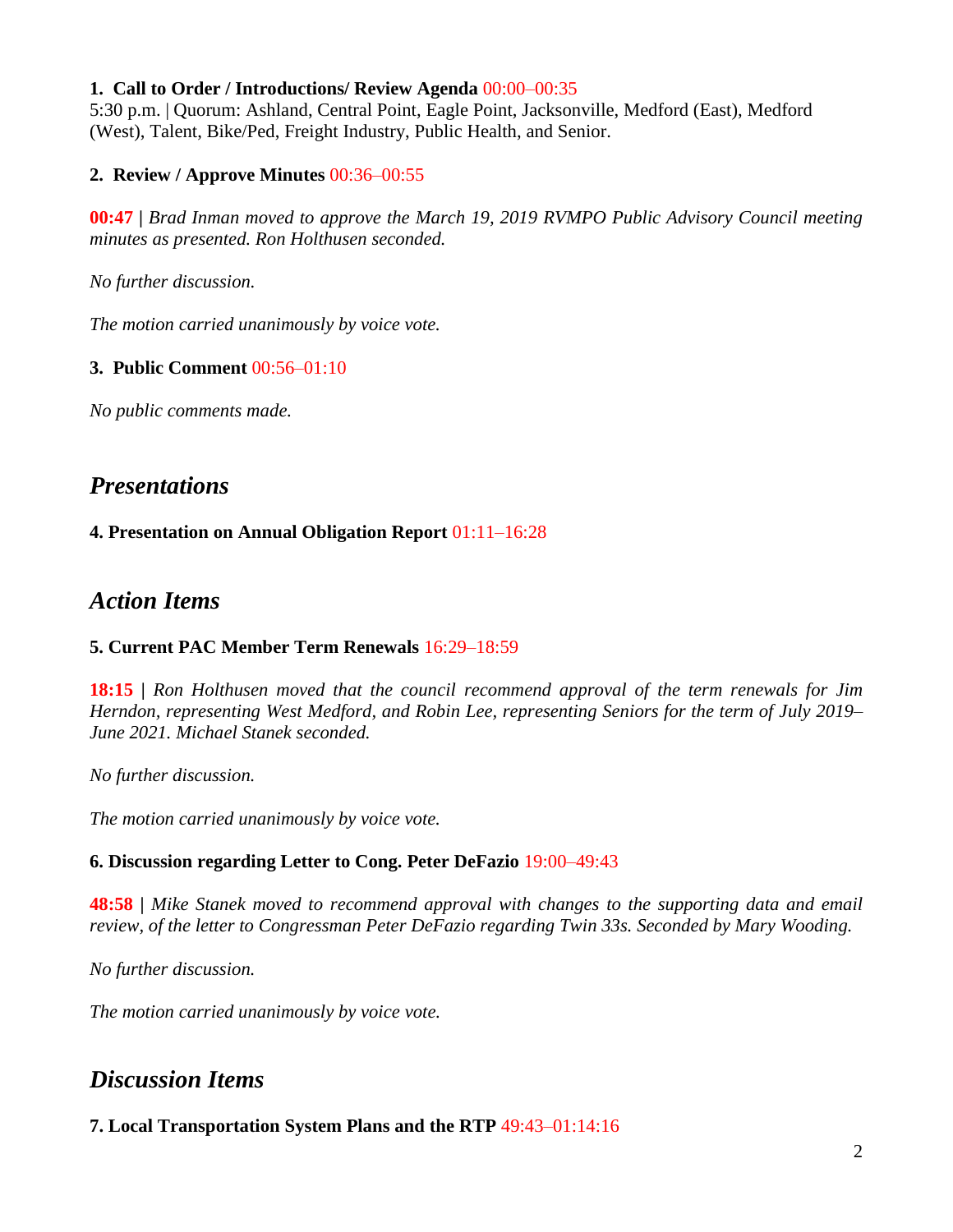**1. Call to Order / Introductions/ Review Agenda** 00:00–00:35
5:30 p.m. | Quorum: Ashland, Central Point, Eagle Point, Jacksonville, Medford (East), Medford (West), Talent, Bike/Ped, Freight Industry, Public Health, and Senior.

**2. Review / Approve Minutes** 00:36–00:55

**00:47 |** *Brad Inman moved to approve the March 19, 2019 RVMPO Public Advisory Council meeting minutes as presented. Ron Holthusen seconded.*

*No further discussion.*

*The motion carried unanimously by voice vote.*

**3. Public Comment** 00:56–01:10

*No public comments made.*

## *Presentations*

**4. Presentation on Annual Obligation Report** 01:11–16:28

## *Action Items*

**5. Current PAC Member Term Renewals** 16:29–18:59

**18:15 |** *Ron Holthusen moved that the council recommend approval of the term renewals for Jim Herndon, representing West Medford, and Robin Lee, representing Seniors for the term of July 2019–June 2021. Michael Stanek seconded.*

*No further discussion.*

*The motion carried unanimously by voice vote.*

**6. Discussion regarding Letter to Cong. Peter DeFazio** 19:00–49:43

**48:58 |** *Mike Stanek moved to recommend approval with changes to the supporting data and email review, of the letter to Congressman Peter DeFazio regarding Twin 33s. Seconded by Mary Wooding.*

*No further discussion.*

*The motion carried unanimously by voice vote.*

## *Discussion Items*

**7. Local Transportation System Plans and the RTP** 49:43–01:14:16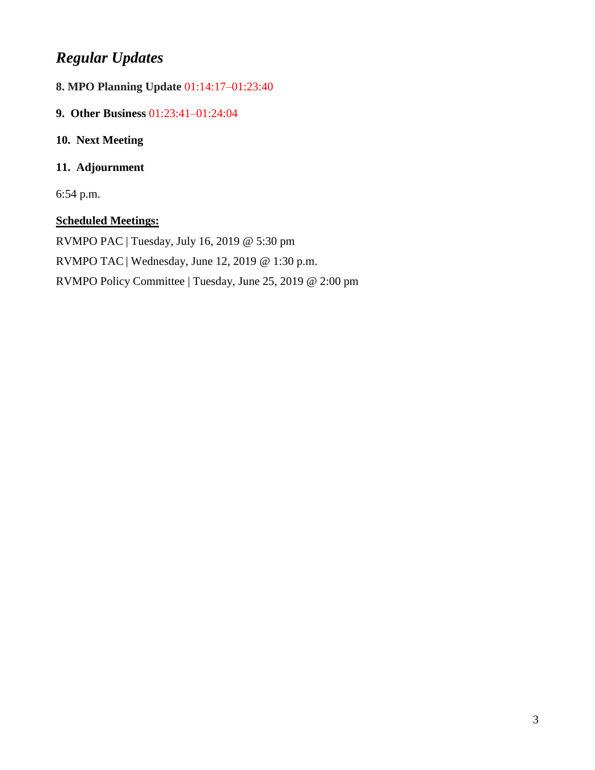## *Regular Updates*

**8. MPO Planning Update** 01:14:17–01:23:40

**9. Other Business** 01:23:41–01:24:04

**10. Next Meeting**

**11. Adjournment**

6:54 p.m.

**Scheduled Meetings:**

RVMPO PAC | Tuesday, July 16, 2019 @ 5:30 pm

RVMPO TAC | Wednesday, June 12, 2019 @ 1:30 p.m.

RVMPO Policy Committee | Tuesday, June 25, 2019 @ 2:00 pm